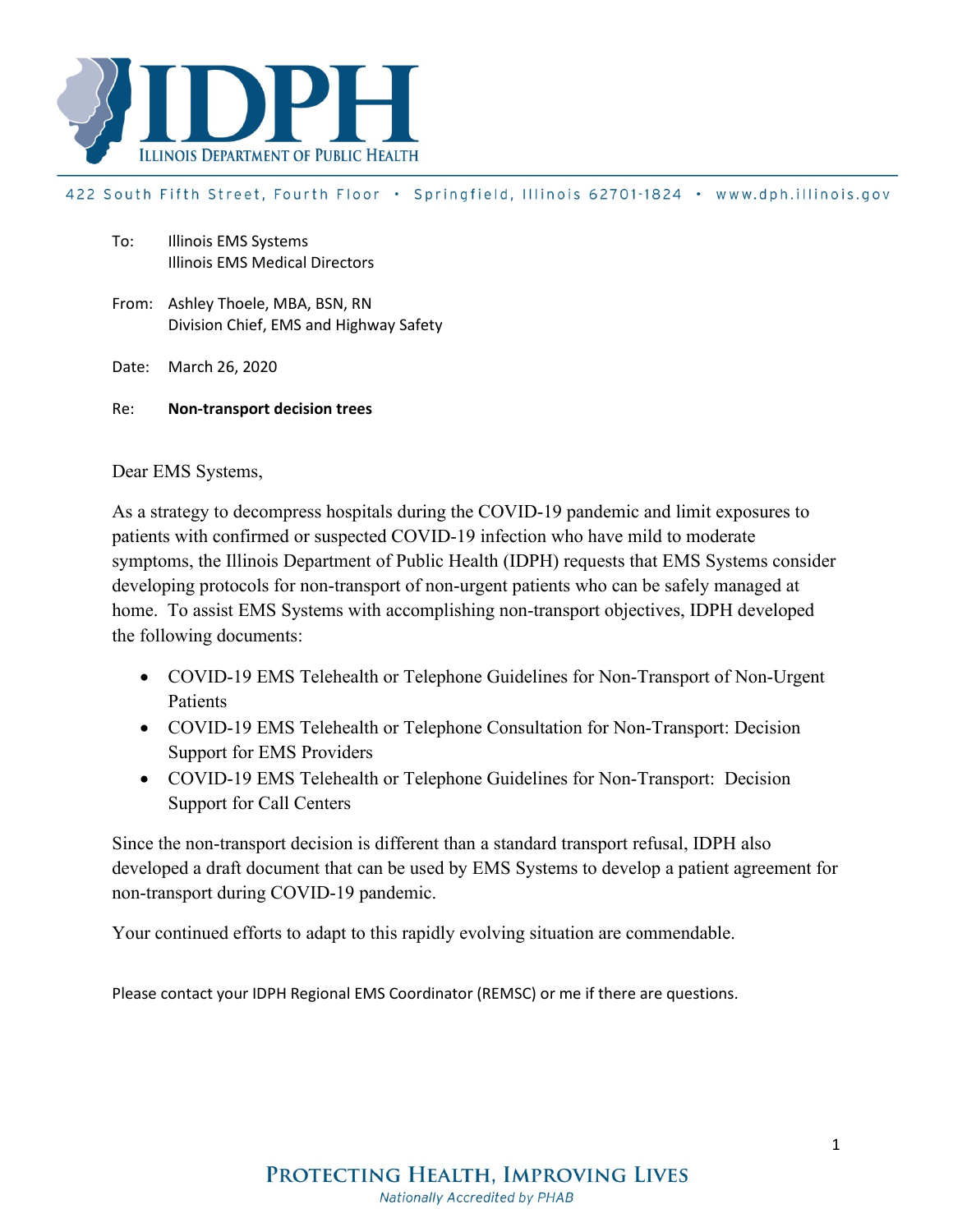# IDPH

ILLINOIS DEPARTMENT OF PUBLIC HEALTH

422 South Fifth Street, Fourth Floor • Springfield, Illinois 62701-1824 • www.dph.illinois.gov

To: Illinois EMS Systems
Illinois EMS Medical Directors

From: Ashley Thoele, MBA, BSN, RN
Division Chief, EMS and Highway Safety

Date: March 26, 2020

Re: **Non-transport decision trees**

Dear EMS Systems,

As a strategy to decompress hospitals during the COVID-19 pandemic and limit exposures to patients with confirmed or suspected COVID-19 infection who have mild to moderate symptoms, the Illinois Department of Public Health (IDPH) requests that EMS Systems consider developing protocols for non-transport of non-urgent patients who can be safely managed at home. To assist EMS Systems with accomplishing non-transport objectives, IDPH developed the following documents:

- COVID-19 EMS Telehealth or Telephone Guidelines for Non-Transport of Non-Urgent Patients
- COVID-19 EMS Telehealth or Telephone Consultation for Non-Transport: Decision Support for EMS Providers
- COVID-19 EMS Telehealth or Telephone Guidelines for Non-Transport: Decision Support for Call Centers

Since the non-transport decision is different than a standard transport refusal, IDPH also developed a draft document that can be used by EMS Systems to develop a patient agreement for non-transport during COVID-19 pandemic.

Your continued efforts to adapt to this rapidly evolving situation are commendable.

Please contact your IDPH Regional EMS Coordinator (REMSC) or me if there are questions.

PROTECTING HEALTH, IMPROVING LIVES

*Nationally Accredited by PHAB*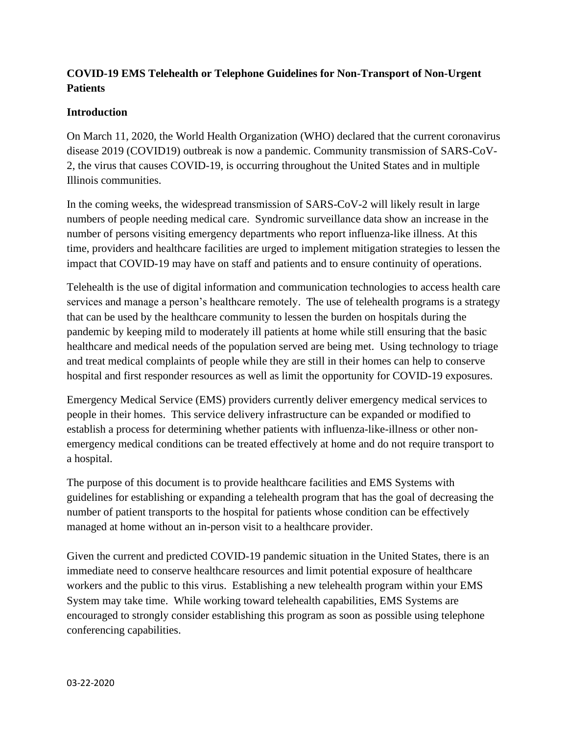**COVID-19 EMS Telehealth or Telephone Guidelines for Non-Transport of Non-Urgent Patients**

**Introduction**

On March 11, 2020, the World Health Organization (WHO) declared that the current coronavirus disease 2019 (COVID19) outbreak is now a pandemic. Community transmission of SARS-CoV-2, the virus that causes COVID-19, is occurring throughout the United States and in multiple Illinois communities.

In the coming weeks, the widespread transmission of SARS-CoV-2 will likely result in large numbers of people needing medical care. Syndromic surveillance data show an increase in the number of persons visiting emergency departments who report influenza-like illness. At this time, providers and healthcare facilities are urged to implement mitigation strategies to lessen the impact that COVID-19 may have on staff and patients and to ensure continuity of operations.

Telehealth is the use of digital information and communication technologies to access health care services and manage a person's healthcare remotely. The use of telehealth programs is a strategy that can be used by the healthcare community to lessen the burden on hospitals during the pandemic by keeping mild to moderately ill patients at home while still ensuring that the basic healthcare and medical needs of the population served are being met. Using technology to triage and treat medical complaints of people while they are still in their homes can help to conserve hospital and first responder resources as well as limit the opportunity for COVID-19 exposures.

Emergency Medical Service (EMS) providers currently deliver emergency medical services to people in their homes. This service delivery infrastructure can be expanded or modified to establish a process for determining whether patients with influenza-like-illness or other non-emergency medical conditions can be treated effectively at home and do not require transport to a hospital.

The purpose of this document is to provide healthcare facilities and EMS Systems with guidelines for establishing or expanding a telehealth program that has the goal of decreasing the number of patient transports to the hospital for patients whose condition can be effectively managed at home without an in-person visit to a healthcare provider.

Given the current and predicted COVID-19 pandemic situation in the United States, there is an immediate need to conserve healthcare resources and limit potential exposure of healthcare workers and the public to this virus. Establishing a new telehealth program within your EMS System may take time. While working toward telehealth capabilities, EMS Systems are encouraged to strongly consider establishing this program as soon as possible using telephone conferencing capabilities.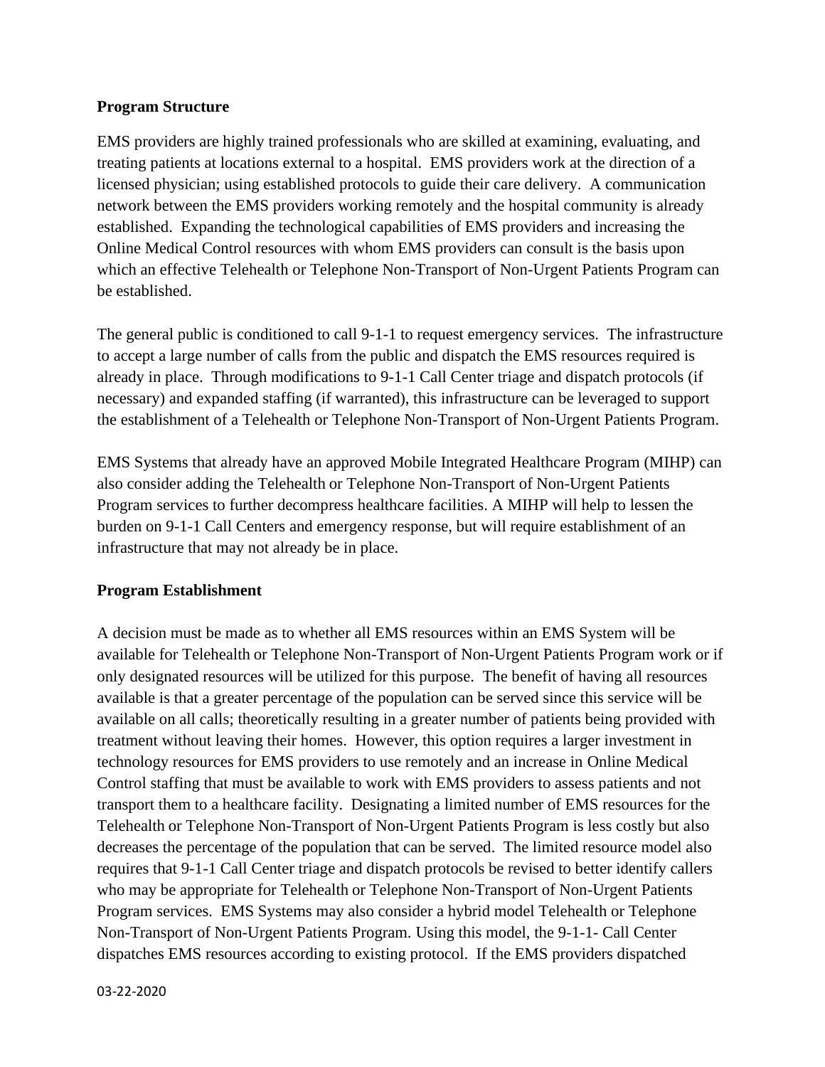**Program Structure**

EMS providers are highly trained professionals who are skilled at examining, evaluating, and treating patients at locations external to a hospital. EMS providers work at the direction of a licensed physician; using established protocols to guide their care delivery. A communication network between the EMS providers working remotely and the hospital community is already established. Expanding the technological capabilities of EMS providers and increasing the Online Medical Control resources with whom EMS providers can consult is the basis upon which an effective Telehealth or Telephone Non-Transport of Non-Urgent Patients Program can be established.

The general public is conditioned to call 9-1-1 to request emergency services. The infrastructure to accept a large number of calls from the public and dispatch the EMS resources required is already in place. Through modifications to 9-1-1 Call Center triage and dispatch protocols (if necessary) and expanded staffing (if warranted), this infrastructure can be leveraged to support the establishment of a Telehealth or Telephone Non-Transport of Non-Urgent Patients Program.

EMS Systems that already have an approved Mobile Integrated Healthcare Program (MIHP) can also consider adding the Telehealth or Telephone Non-Transport of Non-Urgent Patients Program services to further decompress healthcare facilities. A MIHP will help to lessen the burden on 9-1-1 Call Centers and emergency response, but will require establishment of an infrastructure that may not already be in place.

**Program Establishment**

A decision must be made as to whether all EMS resources within an EMS System will be available for Telehealth or Telephone Non-Transport of Non-Urgent Patients Program work or if only designated resources will be utilized for this purpose. The benefit of having all resources available is that a greater percentage of the population can be served since this service will be available on all calls; theoretically resulting in a greater number of patients being provided with treatment without leaving their homes. However, this option requires a larger investment in technology resources for EMS providers to use remotely and an increase in Online Medical Control staffing that must be available to work with EMS providers to assess patients and not transport them to a healthcare facility. Designating a limited number of EMS resources for the Telehealth or Telephone Non-Transport of Non-Urgent Patients Program is less costly but also decreases the percentage of the population that can be served. The limited resource model also requires that 9-1-1 Call Center triage and dispatch protocols be revised to better identify callers who may be appropriate for Telehealth or Telephone Non-Transport of Non-Urgent Patients Program services. EMS Systems may also consider a hybrid model Telehealth or Telephone Non-Transport of Non-Urgent Patients Program. Using this model, the 9-1-1- Call Center dispatches EMS resources according to existing protocol. If the EMS providers dispatched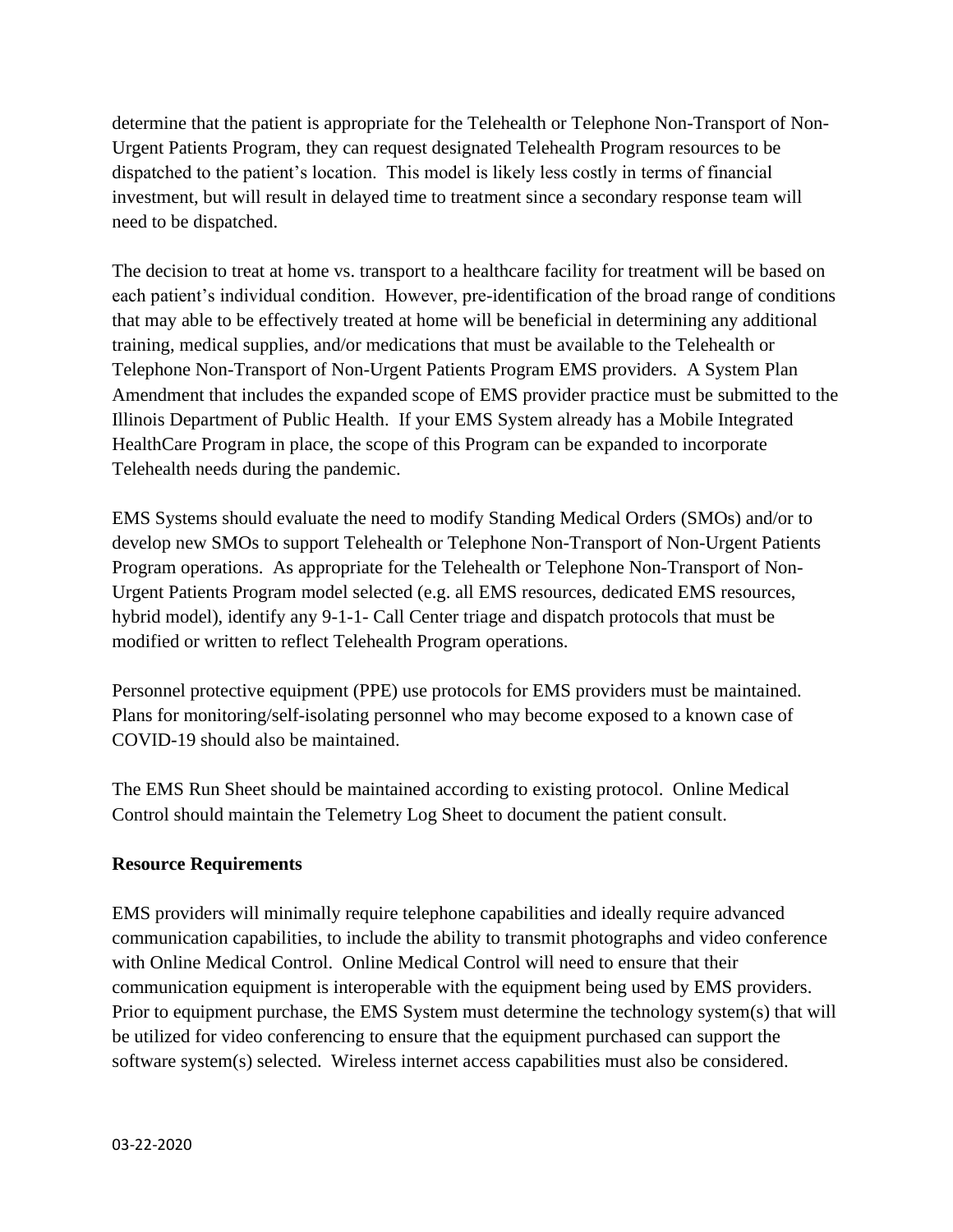determine that the patient is appropriate for the Telehealth or Telephone Non-Transport of Non-Urgent Patients Program, they can request designated Telehealth Program resources to be dispatched to the patient's location. This model is likely less costly in terms of financial investment, but will result in delayed time to treatment since a secondary response team will need to be dispatched.

The decision to treat at home vs. transport to a healthcare facility for treatment will be based on each patient's individual condition. However, pre-identification of the broad range of conditions that may able to be effectively treated at home will be beneficial in determining any additional training, medical supplies, and/or medications that must be available to the Telehealth or Telephone Non-Transport of Non-Urgent Patients Program EMS providers. A System Plan Amendment that includes the expanded scope of EMS provider practice must be submitted to the Illinois Department of Public Health. If your EMS System already has a Mobile Integrated HealthCare Program in place, the scope of this Program can be expanded to incorporate Telehealth needs during the pandemic.

EMS Systems should evaluate the need to modify Standing Medical Orders (SMOs) and/or to develop new SMOs to support Telehealth or Telephone Non-Transport of Non-Urgent Patients Program operations. As appropriate for the Telehealth or Telephone Non-Transport of Non-Urgent Patients Program model selected (e.g. all EMS resources, dedicated EMS resources, hybrid model), identify any 9-1-1- Call Center triage and dispatch protocols that must be modified or written to reflect Telehealth Program operations.

Personnel protective equipment (PPE) use protocols for EMS providers must be maintained. Plans for monitoring/self-isolating personnel who may become exposed to a known case of COVID-19 should also be maintained.

The EMS Run Sheet should be maintained according to existing protocol. Online Medical Control should maintain the Telemetry Log Sheet to document the patient consult.

**Resource Requirements**

EMS providers will minimally require telephone capabilities and ideally require advanced communication capabilities, to include the ability to transmit photographs and video conference with Online Medical Control. Online Medical Control will need to ensure that their communication equipment is interoperable with the equipment being used by EMS providers. Prior to equipment purchase, the EMS System must determine the technology system(s) that will be utilized for video conferencing to ensure that the equipment purchased can support the software system(s) selected. Wireless internet access capabilities must also be considered.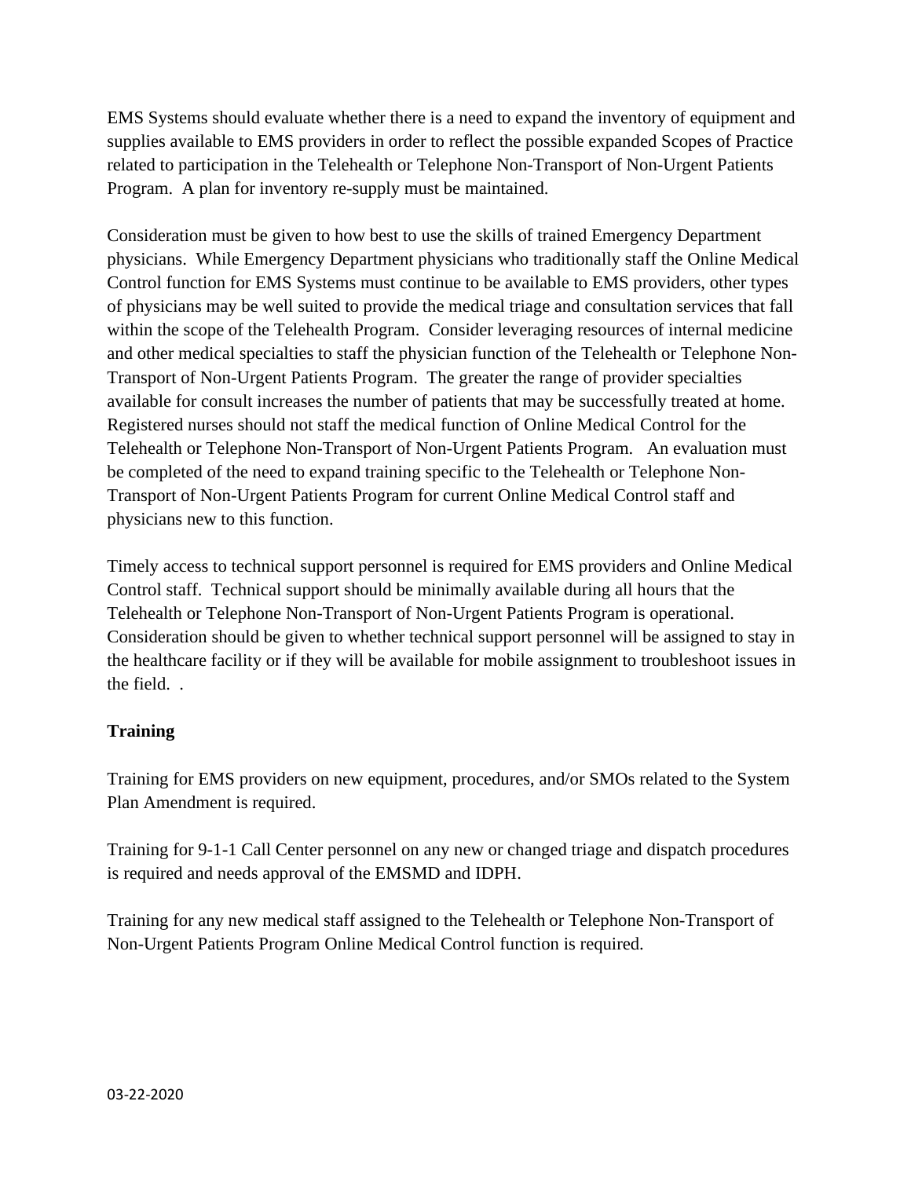EMS Systems should evaluate whether there is a need to expand the inventory of equipment and supplies available to EMS providers in order to reflect the possible expanded Scopes of Practice related to participation in the Telehealth or Telephone Non-Transport of Non-Urgent Patients Program. A plan for inventory re-supply must be maintained.

Consideration must be given to how best to use the skills of trained Emergency Department physicians. While Emergency Department physicians who traditionally staff the Online Medical Control function for EMS Systems must continue to be available to EMS providers, other types of physicians may be well suited to provide the medical triage and consultation services that fall within the scope of the Telehealth Program. Consider leveraging resources of internal medicine and other medical specialties to staff the physician function of the Telehealth or Telephone Non-Transport of Non-Urgent Patients Program. The greater the range of provider specialties available for consult increases the number of patients that may be successfully treated at home. Registered nurses should not staff the medical function of Online Medical Control for the Telehealth or Telephone Non-Transport of Non-Urgent Patients Program. An evaluation must be completed of the need to expand training specific to the Telehealth or Telephone Non-Transport of Non-Urgent Patients Program for current Online Medical Control staff and physicians new to this function.

Timely access to technical support personnel is required for EMS providers and Online Medical Control staff. Technical support should be minimally available during all hours that the Telehealth or Telephone Non-Transport of Non-Urgent Patients Program is operational. Consideration should be given to whether technical support personnel will be assigned to stay in the healthcare facility or if they will be available for mobile assignment to troubleshoot issues in the field. .

**Training**

Training for EMS providers on new equipment, procedures, and/or SMOs related to the System Plan Amendment is required.

Training for 9-1-1 Call Center personnel on any new or changed triage and dispatch procedures is required and needs approval of the EMSMD and IDPH.

Training for any new medical staff assigned to the Telehealth or Telephone Non-Transport of Non-Urgent Patients Program Online Medical Control function is required.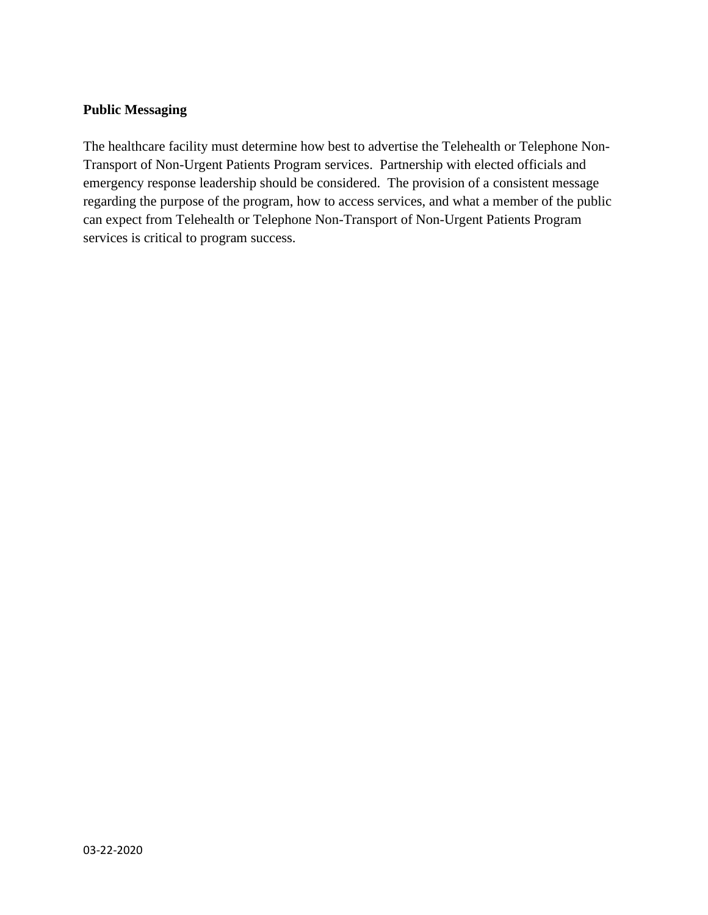**Public Messaging**

The healthcare facility must determine how best to advertise the Telehealth or Telephone Non-Transport of Non-Urgent Patients Program services. Partnership with elected officials and emergency response leadership should be considered. The provision of a consistent message regarding the purpose of the program, how to access services, and what a member of the public can expect from Telehealth or Telephone Non-Transport of Non-Urgent Patients Program services is critical to program success.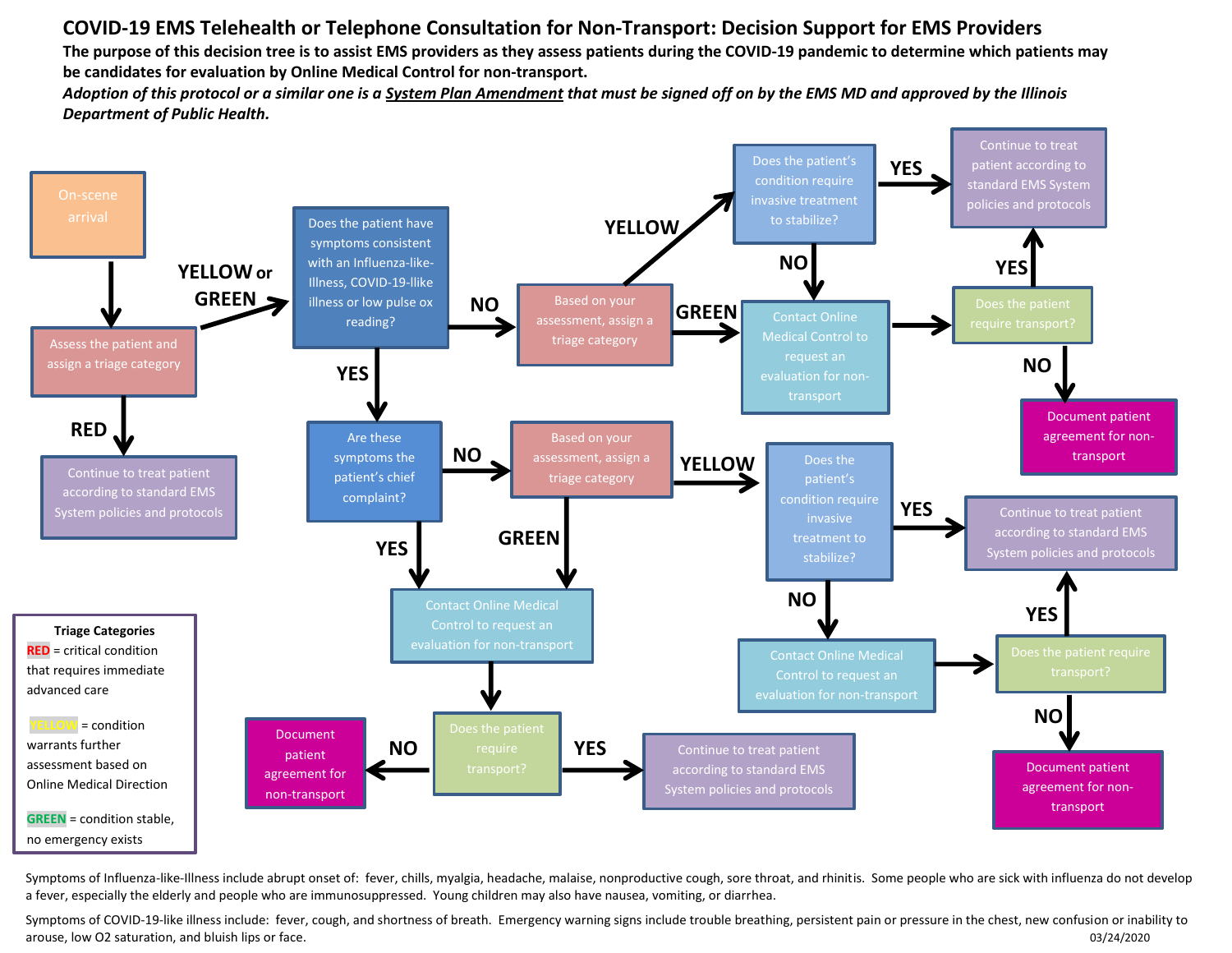# COVID-19 EMS Telehealth or Telephone Consultation for Non-Transport: Decision Support for EMS Providers

**The purpose of this decision tree is to assist EMS providers as they assess patients during the COVID-19 pandemic to determine which patients may be candidates for evaluation by Online Medical Control for non-transport.**

***Adoption of this protocol or a similar one is a System Plan Amendment that must be signed off on by the EMS MD and approved by the Illinois Department of Public Health.***

- **On-scene arrival** → Assess the patient and assign a triage category
  - **RED** → Continue to treat patient according to standard EMS System policies and protocols
  - **YELLOW or GREEN** → Does the patient have symptoms consistent with an Influenza-like-Illness, COVID-19-like illness or low pulse ox reading?
    - **NO** → Based on your assessment, assign a triage category
      - **YELLOW** → Does the patient's condition require invasive treatment to stabilize?
        - **YES** → Continue to treat patient according to standard EMS System policies and protocols
        - **NO** → Contact Online Medical Control to request an evaluation for non-transport
      - **GREEN** → Contact Online Medical Control to request an evaluation for non-transport → Does the patient require transport?
        - **YES** → Continue to treat patient according to standard EMS System policies and protocols
        - **NO** → Document patient agreement for non-transport
    - **YES** → Are these symptoms the patient's chief complaint?
      - **YES** → Contact Online Medical Control to request an evaluation for non-transport → Does the patient require transport?
        - **YES** → Continue to treat patient according to standard EMS System policies and protocols
        - **NO** → Document patient agreement for non-transport
      - **NO** → Based on your assessment, assign a triage category
        - **GREEN** → Contact Online Medical Control to request an evaluation for non-transport
        - **YELLOW** → Does the patient's condition require invasive treatment to stabilize?
          - **YES** → Continue to treat patient according to standard EMS System policies and protocols
          - **NO** → Contact Online Medical Control to request an evaluation for non-transport → Does the patient require transport?
            - **YES** → Continue to treat patient according to standard EMS System policies and protocols
            - **NO** → Document patient agreement for non-transport

**Triage Categories**

RED = critical condition that requires immediate advanced care

YELLOW = condition warrants further assessment based on Online Medical Direction

GREEN = condition stable, no emergency exists

Symptoms of Influenza-like-Illness include abrupt onset of: fever, chills, myalgia, headache, malaise, nonproductive cough, sore throat, and rhinitis. Some people who are sick with influenza do not develop a fever, especially the elderly and people who are immunosuppressed. Young children may also have nausea, vomiting, or diarrhea.

Symptoms of COVID-19-like illness include: fever, cough, and shortness of breath. Emergency warning signs include trouble breathing, persistent pain or pressure in the chest, new confusion or inability to arouse, low O2 saturation, and bluish lips or face.

03/24/2020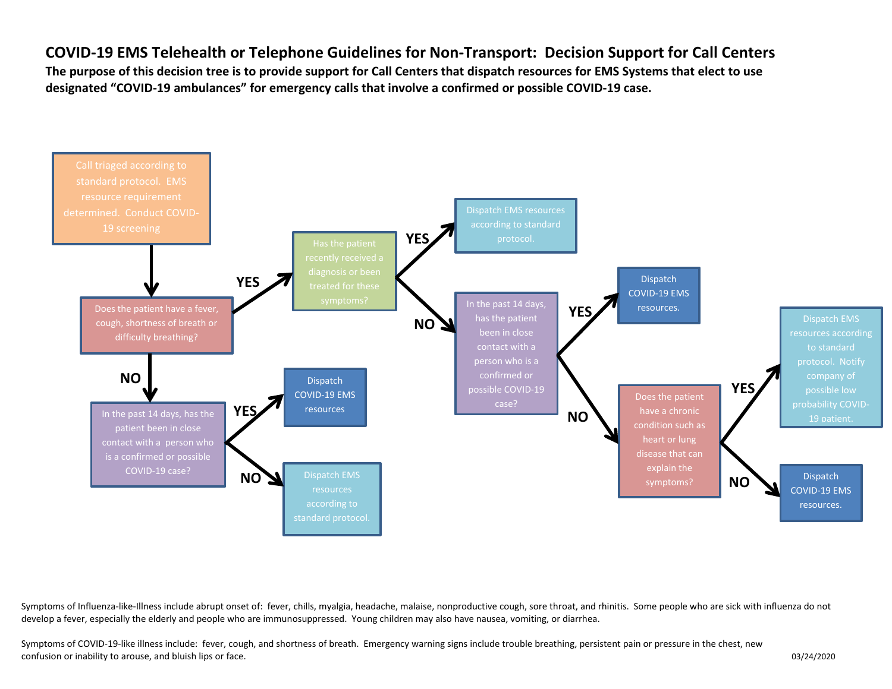# COVID-19 EMS Telehealth or Telephone Guidelines for Non-Transport: Decision Support for Call Centers

**The purpose of this decision tree is to provide support for Call Centers that dispatch resources for EMS Systems that elect to use designated "COVID-19 ambulances" for emergency calls that involve a confirmed or possible COVID-19 case.**

1. **Call triaged according to standard protocol. EMS resource requirement determined. Conduct COVID-19 screening**
2. **Does the patient have a fever, cough, shortness of breath or difficulty breathing?**
   - **YES** → **Has the patient recently received a diagnosis or been treated for these symptoms?**
     - **YES** → Dispatch EMS resources according to standard protocol.
     - **NO** → **In the past 14 days, has the patient been in close contact with a person who is a confirmed or possible COVID-19 case?**
       - **YES** → Dispatch COVID-19 EMS resources.
       - **NO** → **Does the patient have a chronic condition such as heart or lung disease that can explain the symptoms?**
         - **YES** → Dispatch EMS resources according to standard protocol. Notify company of possible low probability COVID-19 patient.
         - **NO** → Dispatch COVID-19 EMS resources.
   - **NO** → **In the past 14 days, has the patient been in close contact with a person who is a confirmed or possible COVID-19 case?**
     - **YES** → Dispatch COVID-19 EMS resources
     - **NO** → Dispatch EMS resources according to standard protocol.

Symptoms of Influenza-like-Illness include abrupt onset of: fever, chills, myalgia, headache, malaise, nonproductive cough, sore throat, and rhinitis. Some people who are sick with influenza do not develop a fever, especially the elderly and people who are immunosuppressed. Young children may also have nausea, vomiting, or diarrhea.

Symptoms of COVID-19-like illness include: fever, cough, and shortness of breath. Emergency warning signs include trouble breathing, persistent pain or pressure in the chest, new confusion or inability to arouse, and bluish lips or face.

03/24/2020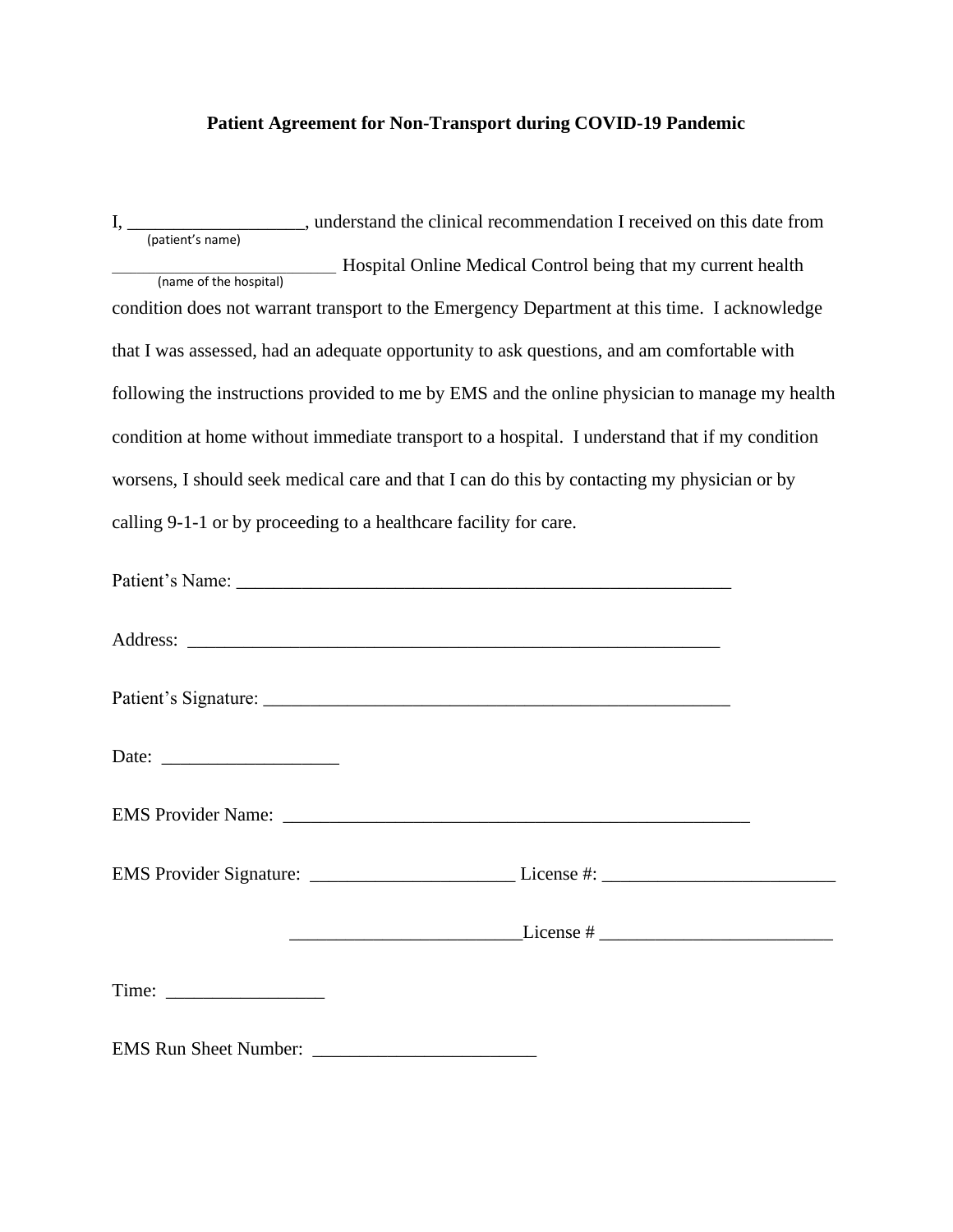**Patient Agreement for Non-Transport during COVID-19 Pandemic**

I, ___________________, understand the clinical recommendation I received on this date from
(patient's name)

_________________________ Hospital Online Medical Control being that my current health
(name of the hospital)

condition does not warrant transport to the Emergency Department at this time. I acknowledge that I was assessed, had an adequate opportunity to ask questions, and am comfortable with following the instructions provided to me by EMS and the online physician to manage my health condition at home without immediate transport to a hospital. I understand that if my condition worsens, I should seek medical care and that I can do this by contacting my physician or by calling 9-1-1 or by proceeding to a healthcare facility for care.

Patient's Name: _______________________________________________________

Address: ___________________________________________________________

Patient's Signature: ____________________________________________________

Date: ___________________

EMS Provider Name: ___________________________________________________

EMS Provider Signature: ______________________ License #: _________________________

_________________________License # _________________________

Time: _________________

EMS Run Sheet Number: ________________________